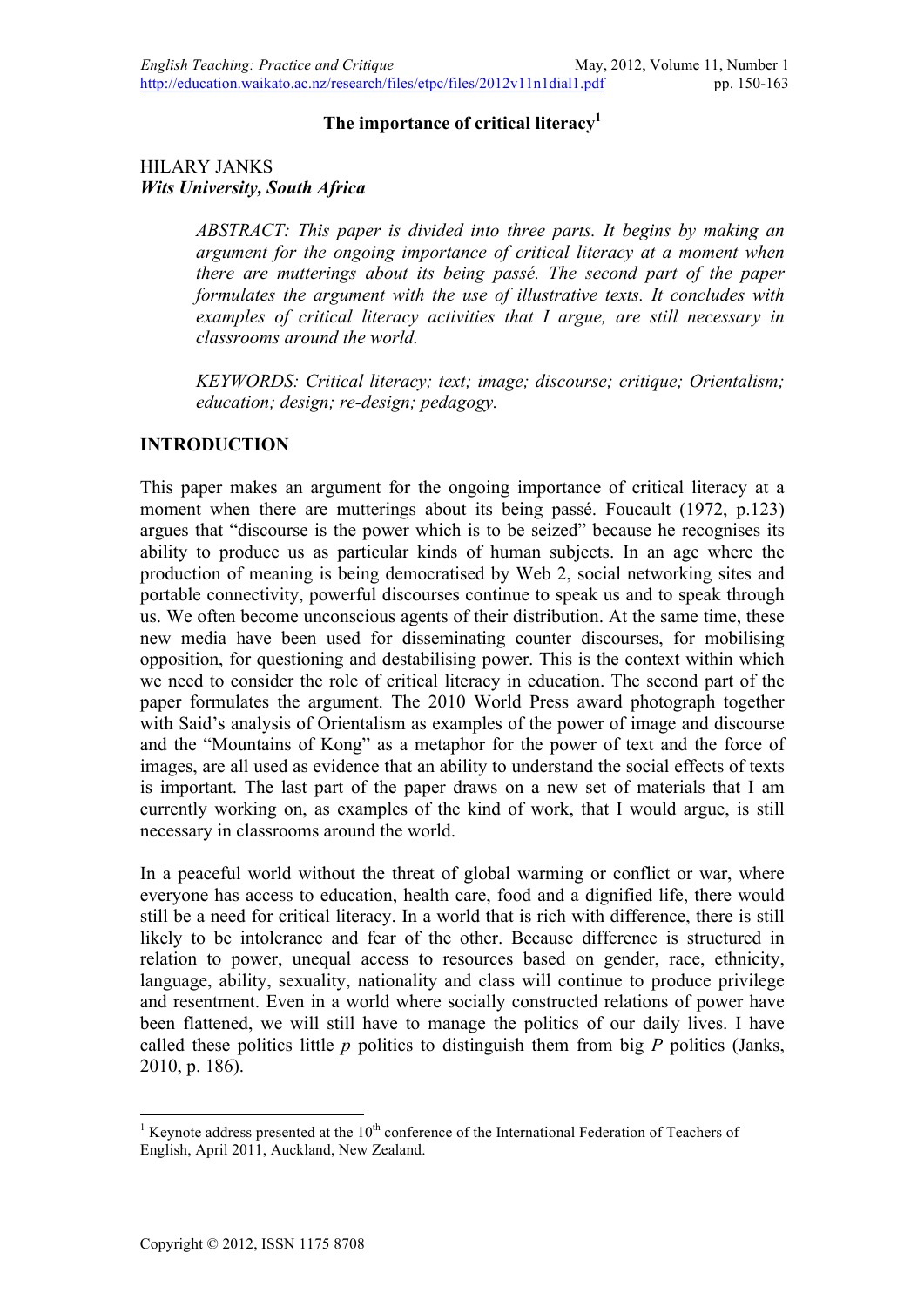# The importance of critical literacy[1]

HILARY JANKS
***Wits University, South Africa***

> *ABSTRACT: This paper is divided into three parts. It begins by making an argument for the ongoing importance of critical literacy at a moment when there are mutterings about its being passé. The second part of the paper formulates the argument with the use of illustrative texts. It concludes with examples of critical literacy activities that I argue, are still necessary in classrooms around the world.*
>
> *KEYWORDS: Critical literacy; text; image; discourse; critique; Orientalism; education; design; re-design; pedagogy.*

## INTRODUCTION

This paper makes an argument for the ongoing importance of critical literacy at a moment when there are mutterings about its being passé. Foucault (1972, p.123) argues that "discourse is the power which is to be seized" because he recognises its ability to produce us as particular kinds of human subjects. In an age where the production of meaning is being democratised by Web 2, social networking sites and portable connectivity, powerful discourses continue to speak us and to speak through us. We often become unconscious agents of their distribution. At the same time, these new media have been used for disseminating counter discourses, for mobilising opposition, for questioning and destabilising power. This is the context within which we need to consider the role of critical literacy in education. The second part of the paper formulates the argument. The 2010 World Press award photograph together with Said's analysis of Orientalism as examples of the power of image and discourse and the "Mountains of Kong" as a metaphor for the power of text and the force of images, are all used as evidence that an ability to understand the social effects of texts is important. The last part of the paper draws on a new set of materials that I am currently working on, as examples of the kind of work, that I would argue, is still necessary in classrooms around the world.

In a peaceful world without the threat of global warming or conflict or war, where everyone has access to education, health care, food and a dignified life, there would still be a need for critical literacy. In a world that is rich with difference, there is still likely to be intolerance and fear of the other. Because difference is structured in relation to power, unequal access to resources based on gender, race, ethnicity, language, ability, sexuality, nationality and class will continue to produce privilege and resentment. Even in a world where socially constructed relations of power have been flattened, we will still have to manage the politics of our daily lives. I have called these politics little *p* politics to distinguish them from big *P* politics (Janks, 2010, p. 186).

[1] Keynote address presented at the 10th conference of the International Federation of Teachers of English, April 2011, Auckland, New Zealand.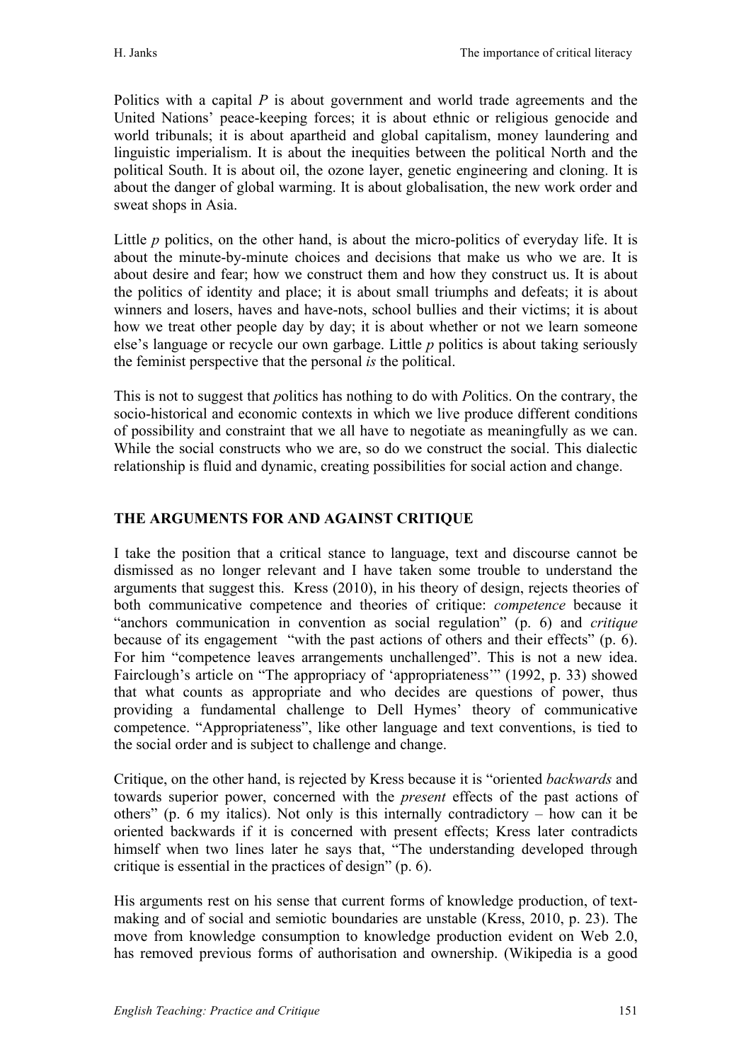Politics with a capital *P* is about government and world trade agreements and the United Nations' peace-keeping forces; it is about ethnic or religious genocide and world tribunals; it is about apartheid and global capitalism, money laundering and linguistic imperialism. It is about the inequities between the political North and the political South. It is about oil, the ozone layer, genetic engineering and cloning. It is about the danger of global warming. It is about globalisation, the new work order and sweat shops in Asia.

Little *p* politics, on the other hand, is about the micro-politics of everyday life. It is about the minute-by-minute choices and decisions that make us who we are. It is about desire and fear; how we construct them and how they construct us. It is about the politics of identity and place; it is about small triumphs and defeats; it is about winners and losers, haves and have-nots, school bullies and their victims; it is about how we treat other people day by day; it is about whether or not we learn someone else's language or recycle our own garbage. Little *p* politics is about taking seriously the feminist perspective that the personal *is* the political.

This is not to suggest that *p*olitics has nothing to do with *P*olitics. On the contrary, the socio-historical and economic contexts in which we live produce different conditions of possibility and constraint that we all have to negotiate as meaningfully as we can. While the social constructs who we are, so do we construct the social. This dialectic relationship is fluid and dynamic, creating possibilities for social action and change.

## THE ARGUMENTS FOR AND AGAINST CRITIQUE

I take the position that a critical stance to language, text and discourse cannot be dismissed as no longer relevant and I have taken some trouble to understand the arguments that suggest this. Kress (2010), in his theory of design, rejects theories of both communicative competence and theories of critique: *competence* because it "anchors communication in convention as social regulation" (p. 6) and *critique* because of its engagement "with the past actions of others and their effects" (p. 6). For him "competence leaves arrangements unchallenged". This is not a new idea. Fairclough's article on "The appropriacy of 'appropriateness'" (1992, p. 33) showed that what counts as appropriate and who decides are questions of power, thus providing a fundamental challenge to Dell Hymes' theory of communicative competence. "Appropriateness", like other language and text conventions, is tied to the social order and is subject to challenge and change.

Critique, on the other hand, is rejected by Kress because it is "oriented *backwards* and towards superior power, concerned with the *present* effects of the past actions of others" (p. 6 my italics). Not only is this internally contradictory – how can it be oriented backwards if it is concerned with present effects; Kress later contradicts himself when two lines later he says that, "The understanding developed through critique is essential in the practices of design" (p. 6).

His arguments rest on his sense that current forms of knowledge production, of text-making and of social and semiotic boundaries are unstable (Kress, 2010, p. 23). The move from knowledge consumption to knowledge production evident on Web 2.0, has removed previous forms of authorisation and ownership. (Wikipedia is a good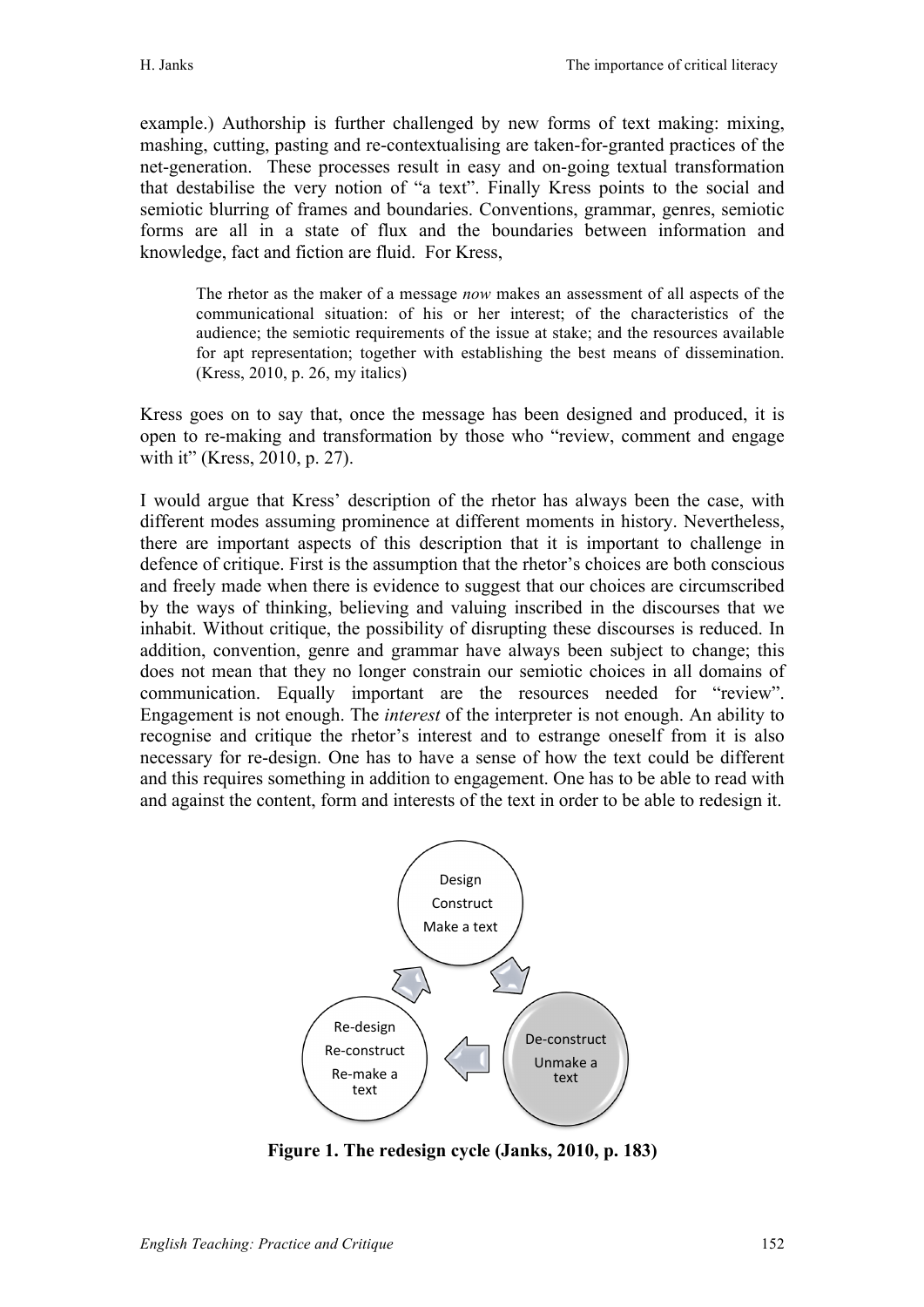example.) Authorship is further challenged by new forms of text making: mixing, mashing, cutting, pasting and re-contextualising are taken-for-granted practices of the net-generation. These processes result in easy and on-going textual transformation that destabilise the very notion of "a text". Finally Kress points to the social and semiotic blurring of frames and boundaries. Conventions, grammar, genres, semiotic forms are all in a state of flux and the boundaries between information and knowledge, fact and fiction are fluid. For Kress,

> The rhetor as the maker of a message *now* makes an assessment of all aspects of the communicational situation: of his or her interest; of the characteristics of the audience; the semiotic requirements of the issue at stake; and the resources available for apt representation; together with establishing the best means of dissemination. (Kress, 2010, p. 26, my italics)

Kress goes on to say that, once the message has been designed and produced, it is open to re-making and transformation by those who "review, comment and engage with it" (Kress, 2010, p. 27).

I would argue that Kress' description of the rhetor has always been the case, with different modes assuming prominence at different moments in history. Nevertheless, there are important aspects of this description that it is important to challenge in defence of critique. First is the assumption that the rhetor's choices are both conscious and freely made when there is evidence to suggest that our choices are circumscribed by the ways of thinking, believing and valuing inscribed in the discourses that we inhabit. Without critique, the possibility of disrupting these discourses is reduced. In addition, convention, genre and grammar have always been subject to change; this does not mean that they no longer constrain our semiotic choices in all domains of communication. Equally important are the resources needed for "review". Engagement is not enough. The *interest* of the interpreter is not enough. An ability to recognise and critique the rhetor's interest and to estrange oneself from it is also necessary for re-design. One has to have a sense of how the text could be different and this requires something in addition to engagement. One has to be able to read with and against the content, form and interests of the text in order to be able to redesign it.

Design
Construct
Make a text

De-construct
Unmake a text

Re-design
Re-construct
Re-make a text

**Figure 1. The redesign cycle (Janks, 2010, p. 183)**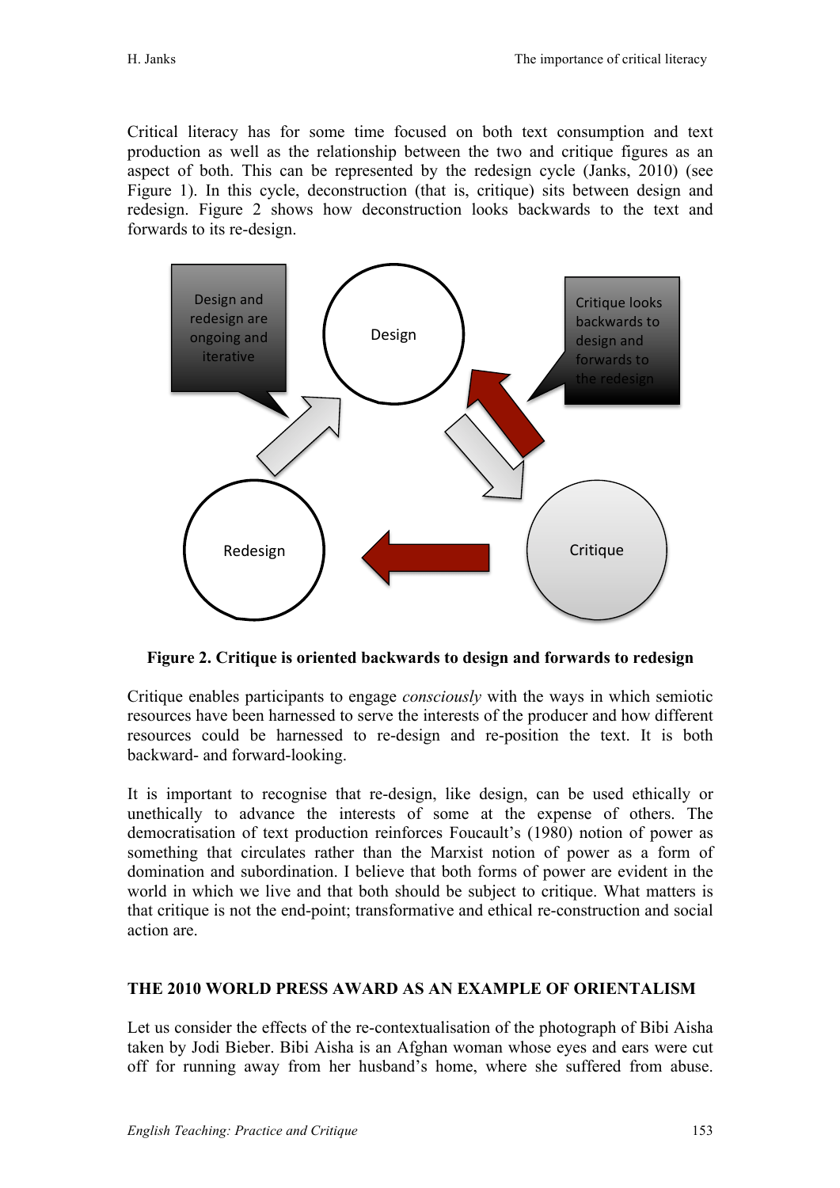Critical literacy has for some time focused on both text consumption and text production as well as the relationship between the two and critique figures as an aspect of both. This can be represented by the redesign cycle (Janks, 2010) (see Figure 1). In this cycle, deconstruction (that is, critique) sits between design and redesign. Figure 2 shows how deconstruction looks backwards to the text and forwards to its re-design.

**Figure 2. Critique is oriented backwards to design and forwards to redesign**

Critique enables participants to engage *consciously* with the ways in which semiotic resources have been harnessed to serve the interests of the producer and how different resources could be harnessed to re-design and re-position the text. It is both backward- and forward-looking.

It is important to recognise that re-design, like design, can be used ethically or unethically to advance the interests of some at the expense of others. The democratisation of text production reinforces Foucault's (1980) notion of power as something that circulates rather than the Marxist notion of power as a form of domination and subordination. I believe that both forms of power are evident in the world in which we live and that both should be subject to critique. What matters is that critique is not the end-point; transformative and ethical re-construction and social action are.

## THE 2010 WORLD PRESS AWARD AS AN EXAMPLE OF ORIENTALISM

Let us consider the effects of the re-contextualisation of the photograph of Bibi Aisha taken by Jodi Bieber. Bibi Aisha is an Afghan woman whose eyes and ears were cut off for running away from her husband's home, where she suffered from abuse.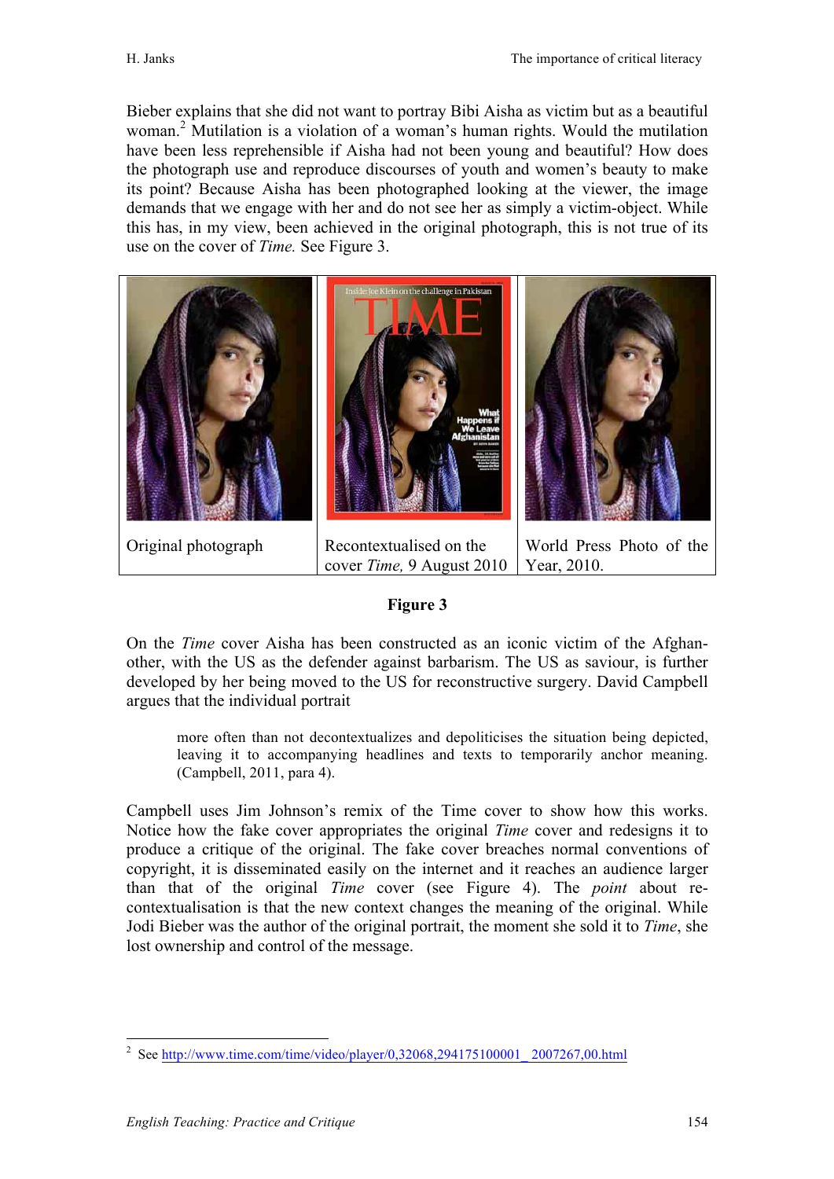Bieber explains that she did not want to portray Bibi Aisha as victim but as a beautiful woman.[2] Mutilation is a violation of a woman's human rights. Would the mutilation have been less reprehensible if Aisha had not been young and beautiful? How does the photograph use and reproduce discourses of youth and women's beauty to make its point? Because Aisha has been photographed looking at the viewer, the image demands that we engage with her and do not see her as simply a victim-object. While this has, in my view, been achieved in the original photograph, this is not true of its use on the cover of *Time.* See Figure 3.

| Original photograph | Recontextualised on the cover *Time,* 9 August 2010 | World Press Photo of the Year, 2010. |
|---|---|---|

**Figure 3**

On the *Time* cover Aisha has been constructed as an iconic victim of the Afghan-other, with the US as the defender against barbarism. The US as saviour, is further developed by her being moved to the US for reconstructive surgery. David Campbell argues that the individual portrait

> more often than not decontextualizes and depoliticises the situation being depicted, leaving it to accompanying headlines and texts to temporarily anchor meaning. (Campbell, 2011, para 4).

Campbell uses Jim Johnson's remix of the Time cover to show how this works. Notice how the fake cover appropriates the original *Time* cover and redesigns it to produce a critique of the original. The fake cover breaches normal conventions of copyright, it is disseminated easily on the internet and it reaches an audience larger than that of the original *Time* cover (see Figure 4). The *point* about re-contextualisation is that the new context changes the meaning of the original. While Jodi Bieber was the author of the original portrait, the moment she sold it to *Time*, she lost ownership and control of the message.

---

[2] See http://www.time.com/time/video/player/0,32068,294175100001_ 2007267,00.html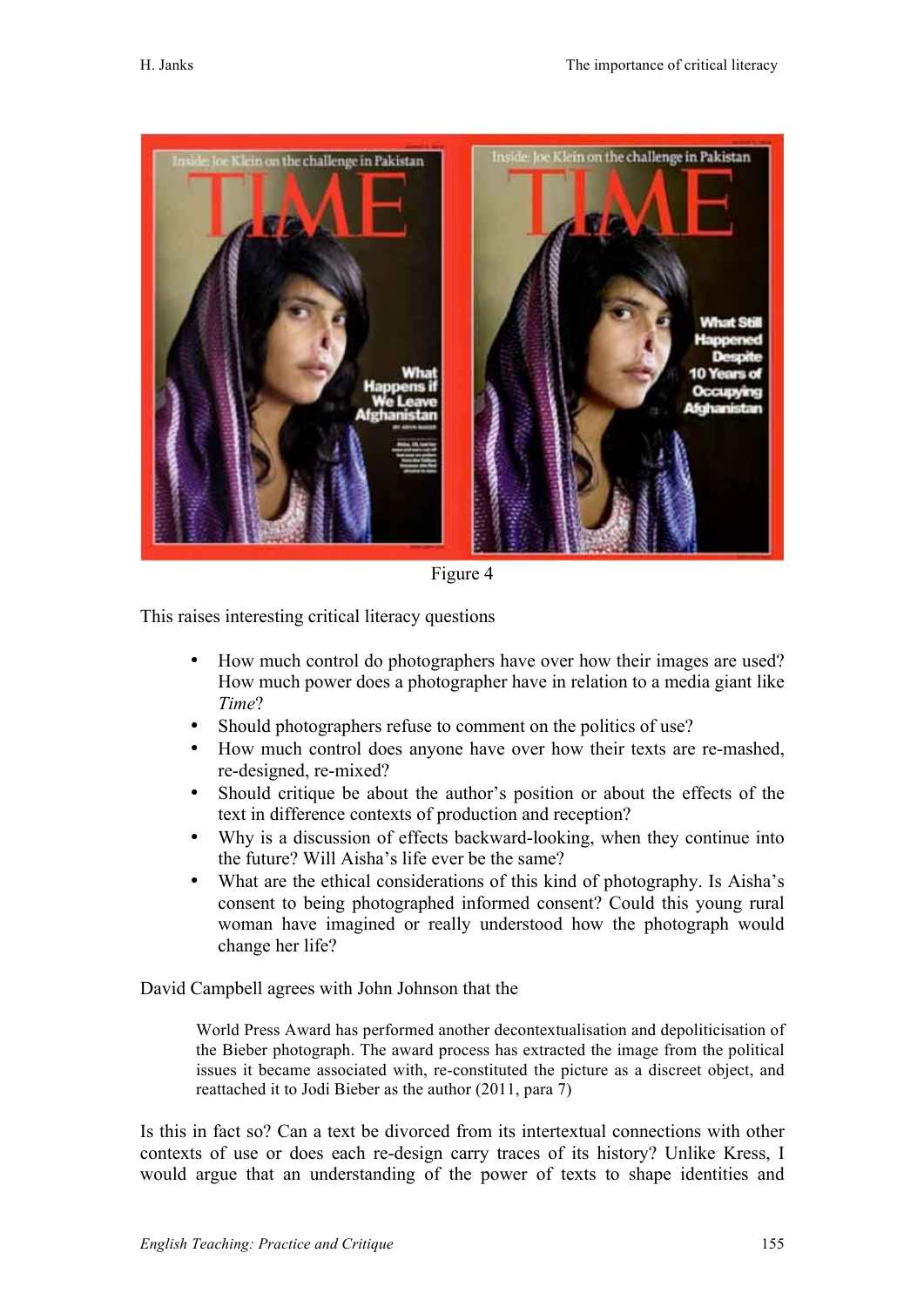Figure 4

This raises interesting critical literacy questions

- How much control do photographers have over how their images are used? How much power does a photographer have in relation to a media giant like *Time*?
- Should photographers refuse to comment on the politics of use?
- How much control does anyone have over how their texts are re-mashed, re-designed, re-mixed?
- Should critique be about the author's position or about the effects of the text in difference contexts of production and reception?
- Why is a discussion of effects backward-looking, when they continue into the future? Will Aisha's life ever be the same?
- What are the ethical considerations of this kind of photography. Is Aisha's consent to being photographed informed consent? Could this young rural woman have imagined or really understood how the photograph would change her life?

David Campbell agrees with John Johnson that the

> World Press Award has performed another decontextualisation and depoliticisation of the Bieber photograph. The award process has extracted the image from the political issues it became associated with, re-constituted the picture as a discreet object, and reattached it to Jodi Bieber as the author (2011, para 7)

Is this in fact so? Can a text be divorced from its intertextual connections with other contexts of use or does each re-design carry traces of its history? Unlike Kress, I would argue that an understanding of the power of texts to shape identities and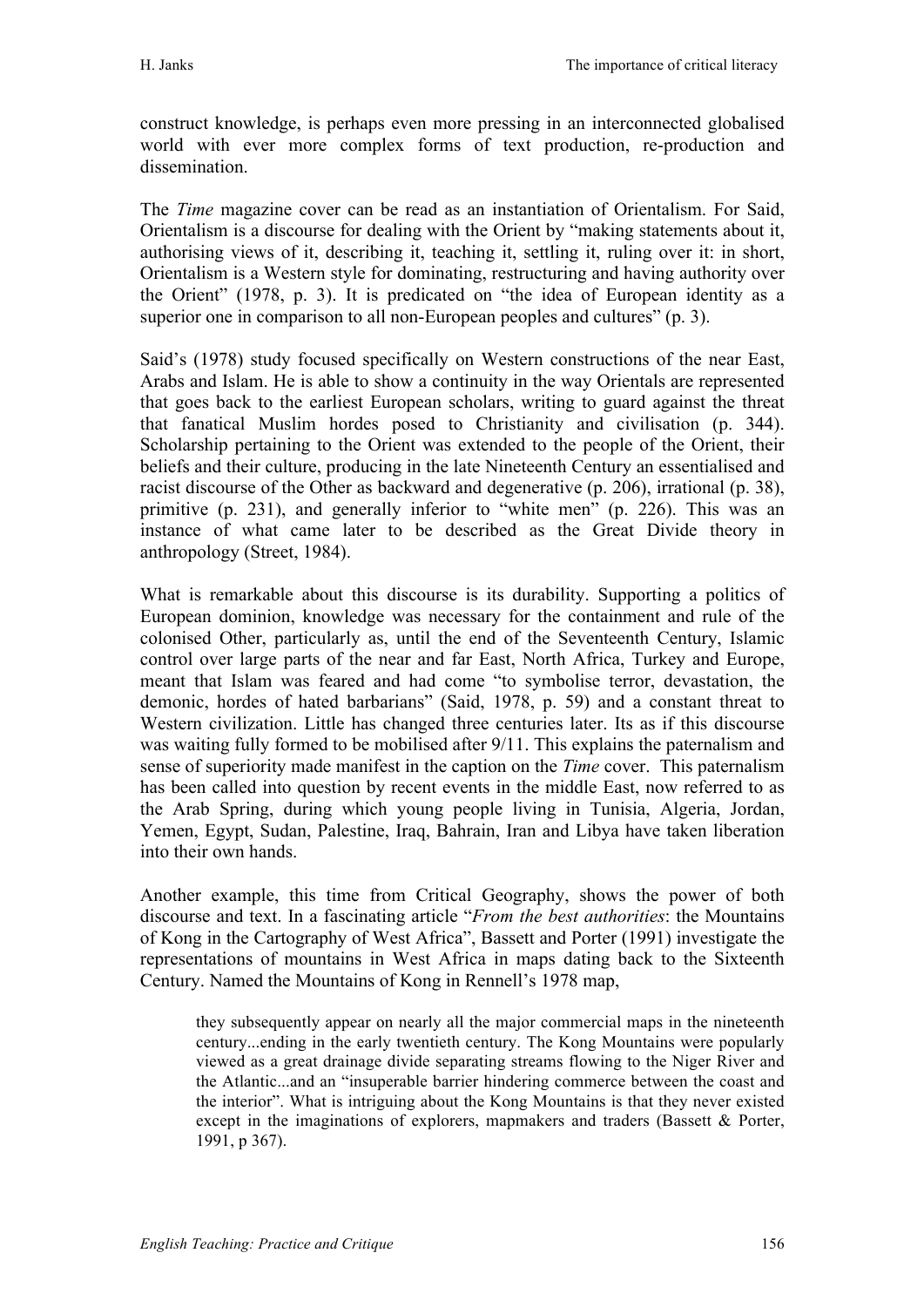construct knowledge, is perhaps even more pressing in an interconnected globalised world with ever more complex forms of text production, re-production and dissemination.

The *Time* magazine cover can be read as an instantiation of Orientalism. For Said, Orientalism is a discourse for dealing with the Orient by "making statements about it, authorising views of it, describing it, teaching it, settling it, ruling over it: in short, Orientalism is a Western style for dominating, restructuring and having authority over the Orient" (1978, p. 3). It is predicated on "the idea of European identity as a superior one in comparison to all non-European peoples and cultures" (p. 3).

Said's (1978) study focused specifically on Western constructions of the near East, Arabs and Islam. He is able to show a continuity in the way Orientals are represented that goes back to the earliest European scholars, writing to guard against the threat that fanatical Muslim hordes posed to Christianity and civilisation (p. 344). Scholarship pertaining to the Orient was extended to the people of the Orient, their beliefs and their culture, producing in the late Nineteenth Century an essentialised and racist discourse of the Other as backward and degenerative (p. 206), irrational (p. 38), primitive (p. 231), and generally inferior to "white men" (p. 226). This was an instance of what came later to be described as the Great Divide theory in anthropology (Street, 1984).

What is remarkable about this discourse is its durability. Supporting a politics of European dominion, knowledge was necessary for the containment and rule of the colonised Other, particularly as, until the end of the Seventeenth Century, Islamic control over large parts of the near and far East, North Africa, Turkey and Europe, meant that Islam was feared and had come "to symbolise terror, devastation, the demonic, hordes of hated barbarians" (Said, 1978, p. 59) and a constant threat to Western civilization. Little has changed three centuries later. Its as if this discourse was waiting fully formed to be mobilised after 9/11. This explains the paternalism and sense of superiority made manifest in the caption on the *Time* cover. This paternalism has been called into question by recent events in the middle East, now referred to as the Arab Spring, during which young people living in Tunisia, Algeria, Jordan, Yemen, Egypt, Sudan, Palestine, Iraq, Bahrain, Iran and Libya have taken liberation into their own hands.

Another example, this time from Critical Geography, shows the power of both discourse and text. In a fascinating article "*From the best authorities*: the Mountains of Kong in the Cartography of West Africa", Bassett and Porter (1991) investigate the representations of mountains in West Africa in maps dating back to the Sixteenth Century. Named the Mountains of Kong in Rennell's 1978 map,

> they subsequently appear on nearly all the major commercial maps in the nineteenth century...ending in the early twentieth century. The Kong Mountains were popularly viewed as a great drainage divide separating streams flowing to the Niger River and the Atlantic...and an "insuperable barrier hindering commerce between the coast and the interior". What is intriguing about the Kong Mountains is that they never existed except in the imaginations of explorers, mapmakers and traders (Bassett & Porter, 1991, p 367).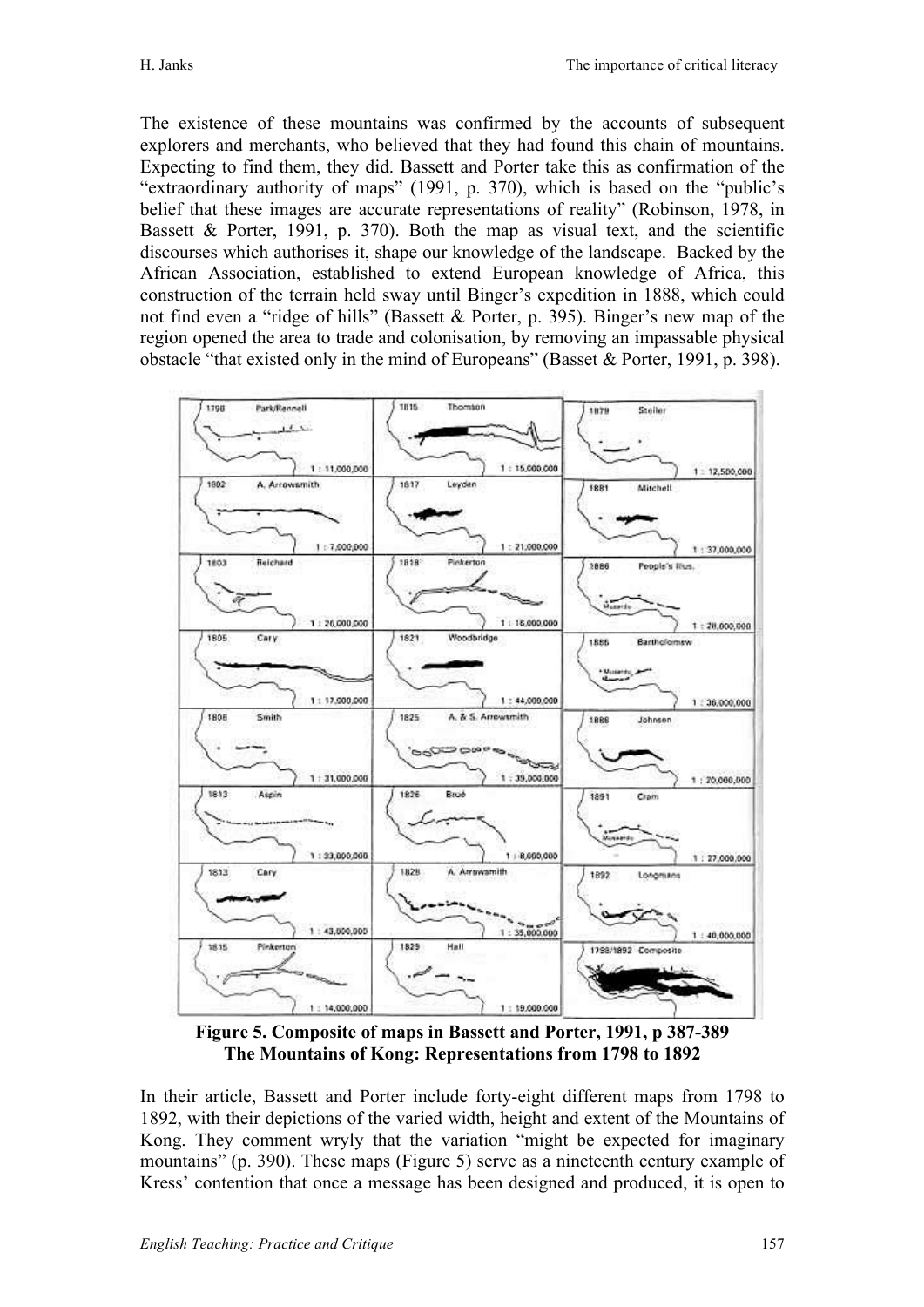The existence of these mountains was confirmed by the accounts of subsequent explorers and merchants, who believed that they had found this chain of mountains. Expecting to find them, they did. Bassett and Porter take this as confirmation of the "extraordinary authority of maps" (1991, p. 370), which is based on the "public's belief that these images are accurate representations of reality" (Robinson, 1978, in Bassett & Porter, 1991, p. 370). Both the map as visual text, and the scientific discourses which authorises it, shape our knowledge of the landscape. Backed by the African Association, established to extend European knowledge of Africa, this construction of the terrain held sway until Binger's expedition in 1888, which could not find even a "ridge of hills" (Bassett & Porter, p. 395). Binger's new map of the region opened the area to trade and colonisation, by removing an impassable physical obstacle "that existed only in the mind of Europeans" (Basset & Porter, 1991, p. 398).

**Figure 5. Composite of maps in Bassett and Porter, 1991, p 387-389**
**The Mountains of Kong: Representations from 1798 to 1892**

In their article, Bassett and Porter include forty-eight different maps from 1798 to 1892, with their depictions of the varied width, height and extent of the Mountains of Kong. They comment wryly that the variation "might be expected for imaginary mountains" (p. 390). These maps (Figure 5) serve as a nineteenth century example of Kress' contention that once a message has been designed and produced, it is open to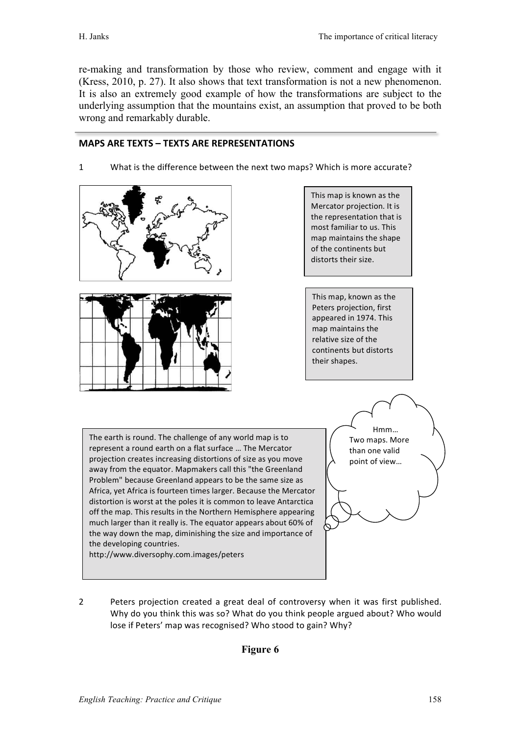re-making and transformation by those who review, comment and engage with it (Kress, 2010, p. 27). It also shows that text transformation is not a new phenomenon. It is also an extremely good example of how the transformations are subject to the underlying assumption that the mountains exist, an assumption that proved to be both wrong and remarkably durable.

**MAPS ARE TEXTS – TEXTS ARE REPRESENTATIONS**

1 What is the difference between the next two maps? Which is more accurate?

This map is known as the Mercator projection. It is the representation that is most familiar to us. This map maintains the shape of the continents but distorts their size.

This map, known as the Peters projection, first appeared in 1974. This map maintains the relative size of the continents but distorts their shapes.

The earth is round. The challenge of any world map is to represent a round earth on a flat surface … The Mercator projection creates increasing distortions of size as you move away from the equator. Mapmakers call this "the Greenland Problem" because Greenland appears to be the same size as Africa, yet Africa is fourteen times larger. Because the Mercator distortion is worst at the poles it is common to leave Antarctica off the map. This results in the Northern Hemisphere appearing much larger than it really is. The equator appears about 60% of the way down the map, diminishing the size and importance of the developing countries.
http://www.diversophy.com.images/peters

Hmm… Two maps. More than one valid point of view…

2 Peters projection created a great deal of controversy when it was first published. Why do you think this was so? What do you think people argued about? Who would lose if Peters' map was recognised? Who stood to gain? Why?

**Figure 6**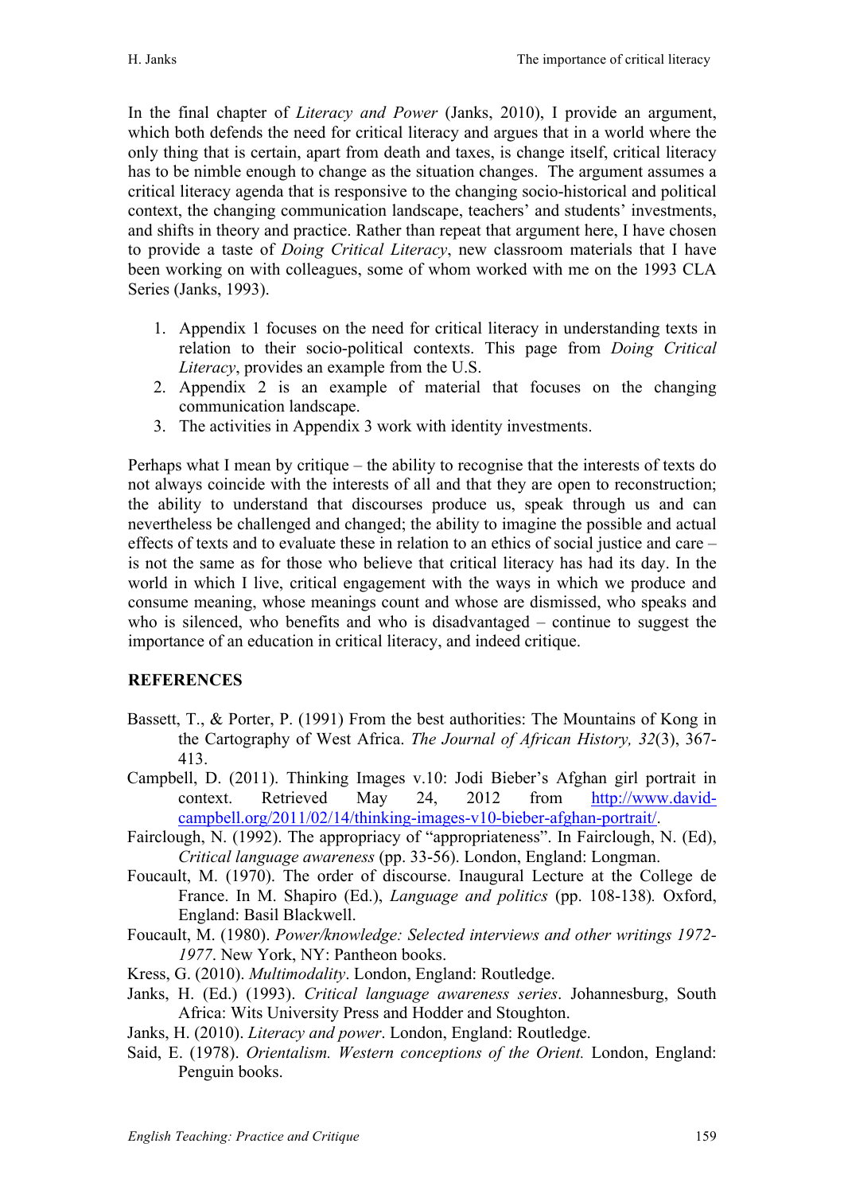In the final chapter of *Literacy and Power* (Janks, 2010), I provide an argument, which both defends the need for critical literacy and argues that in a world where the only thing that is certain, apart from death and taxes, is change itself, critical literacy has to be nimble enough to change as the situation changes. The argument assumes a critical literacy agenda that is responsive to the changing socio-historical and political context, the changing communication landscape, teachers' and students' investments, and shifts in theory and practice. Rather than repeat that argument here, I have chosen to provide a taste of *Doing Critical Literacy*, new classroom materials that I have been working on with colleagues, some of whom worked with me on the 1993 CLA Series (Janks, 1993).

1. Appendix 1 focuses on the need for critical literacy in understanding texts in relation to their socio-political contexts. This page from *Doing Critical Literacy*, provides an example from the U.S.
2. Appendix 2 is an example of material that focuses on the changing communication landscape.
3. The activities in Appendix 3 work with identity investments.

Perhaps what I mean by critique – the ability to recognise that the interests of texts do not always coincide with the interests of all and that they are open to reconstruction; the ability to understand that discourses produce us, speak through us and can nevertheless be challenged and changed; the ability to imagine the possible and actual effects of texts and to evaluate these in relation to an ethics of social justice and care – is not the same as for those who believe that critical literacy has had its day. In the world in which I live, critical engagement with the ways in which we produce and consume meaning, whose meanings count and whose are dismissed, who speaks and who is silenced, who benefits and who is disadvantaged – continue to suggest the importance of an education in critical literacy, and indeed critique.

## REFERENCES

Bassett, T., & Porter, P. (1991) From the best authorities: The Mountains of Kong in the Cartography of West Africa. *The Journal of African History, 32*(3), 367-413.

Campbell, D. (2011). Thinking Images v.10: Jodi Bieber's Afghan girl portrait in context. Retrieved May 24, 2012 from http://www.david-campbell.org/2011/02/14/thinking-images-v10-bieber-afghan-portrait/.

Fairclough, N. (1992). The appropriacy of "appropriateness". In Fairclough, N. (Ed), *Critical language awareness* (pp. 33-56). London, England: Longman.

Foucault, M. (1970). The order of discourse. Inaugural Lecture at the College de France. In M. Shapiro (Ed.), *Language and politics* (pp. 108-138). Oxford, England: Basil Blackwell.

Foucault, M. (1980). *Power/knowledge: Selected interviews and other writings 1972-1977*. New York, NY: Pantheon books.

Kress, G. (2010). *Multimodality*. London, England: Routledge.

Janks, H. (Ed.) (1993). *Critical language awareness series*. Johannesburg, South Africa: Wits University Press and Hodder and Stoughton.

Janks, H. (2010). *Literacy and power*. London, England: Routledge.

Said, E. (1978). *Orientalism. Western conceptions of the Orient.* London, England: Penguin books.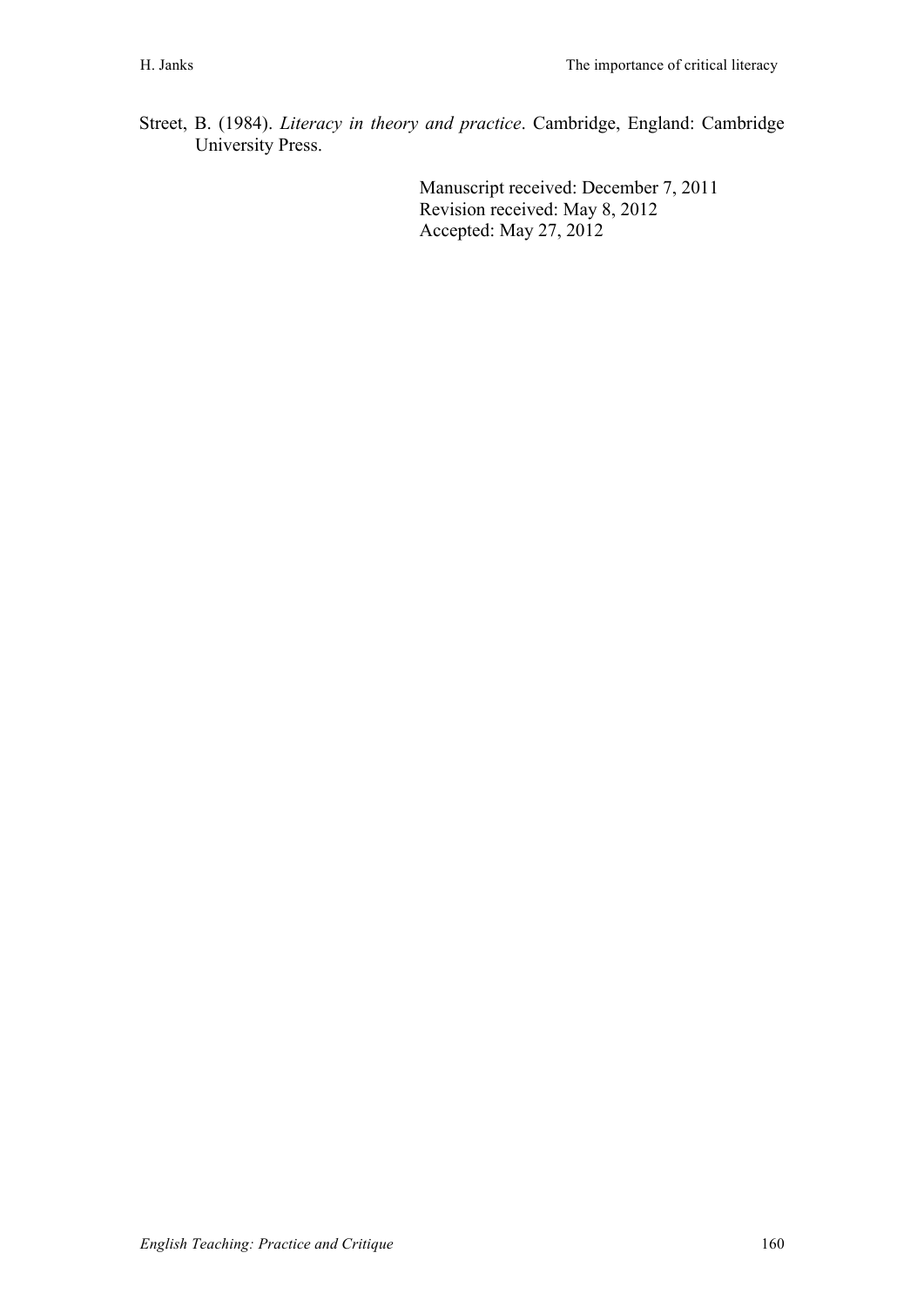Street, B. (1984). *Literacy in theory and practice*. Cambridge, England: Cambridge University Press.

Manuscript received: December 7, 2011
Revision received: May 8, 2012
Accepted: May 27, 2012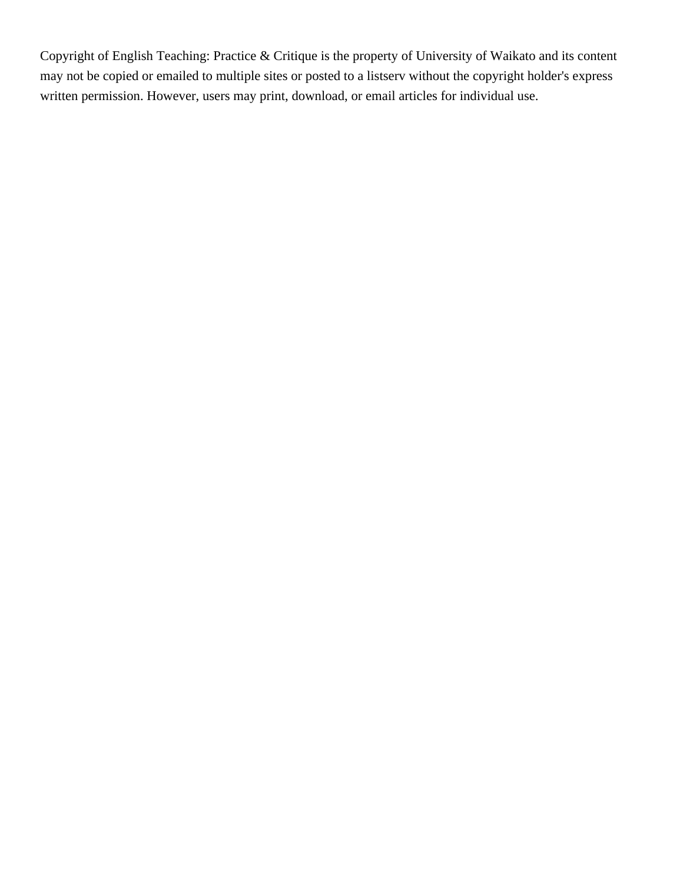Copyright of English Teaching: Practice & Critique is the property of University of Waikato and its content may not be copied or emailed to multiple sites or posted to a listserv without the copyright holder's express written permission. However, users may print, download, or email articles for individual use.